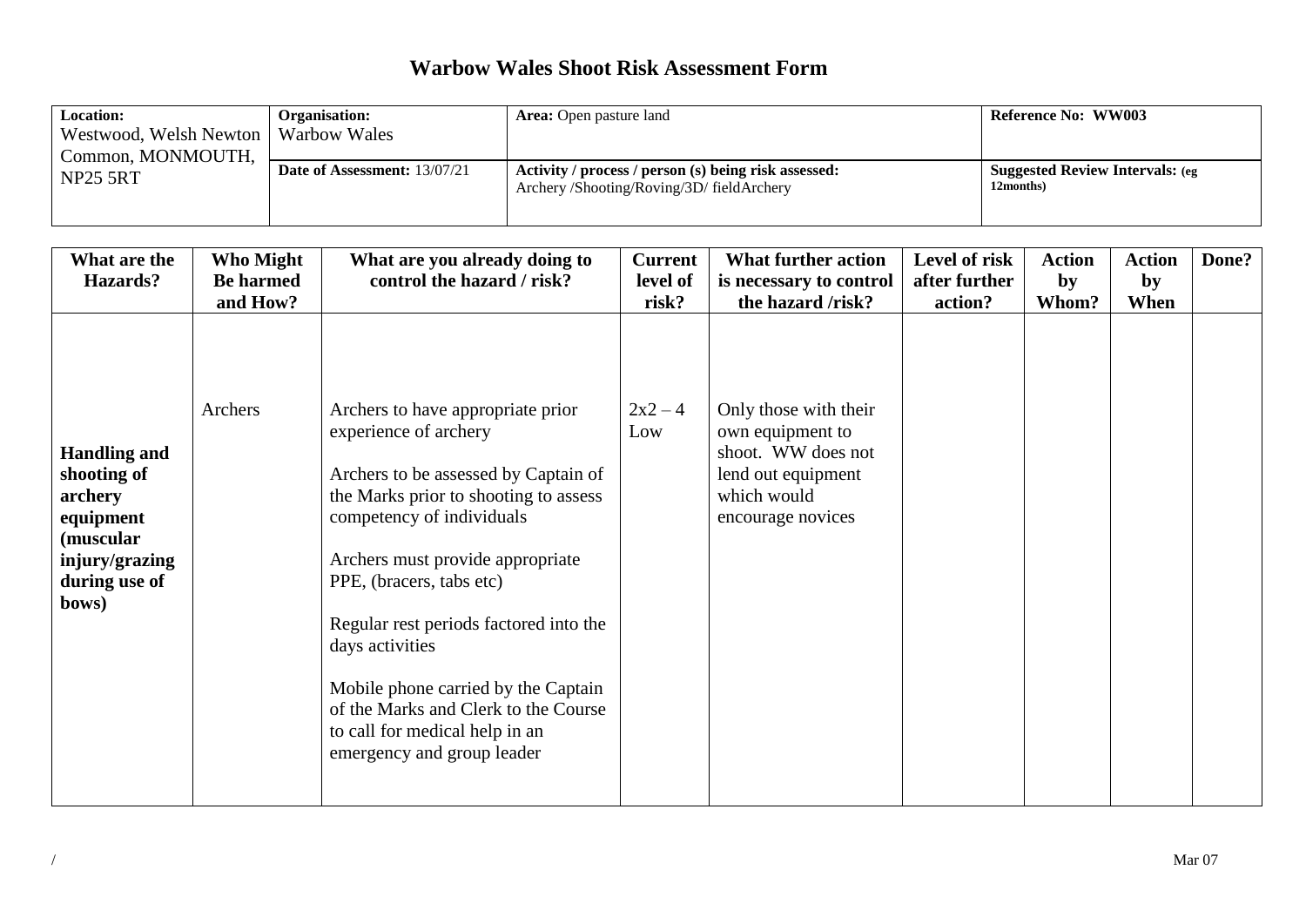# Warbow Wales Shoot Risk Assessment Form

| **Location:** Westwood, Welsh Newton Common, MONMOUTH, NP25 5RT | **Organisation:** Warbow Wales | **Area:** Open pasture land | **Reference No: WW003** |
|---|---|---|---|
| | **Date of Assessment:** 13/07/21 | **Activity / process / person (s) being risk assessed:** Archery /Shooting/Roving/3D/ fieldArchery | **Suggested Review Intervals:** (eg 12months) |

| What are the Hazards? | Who Might Be harmed and How? | What are you already doing to control the hazard / risk? | Current level of risk? | What further action is necessary to control the hazard /risk? | Level of risk after further action? | Action by Whom? | Action by When | Done? |
|---|---|---|---|---|---|---|---|---|
| **Handling and shooting of archery equipment (muscular injury/grazing during use of bows)** | Archers | Archers to have appropriate prior experience of archery<br><br>Archers to be assessed by Captain of the Marks prior to shooting to assess competency of individuals<br><br>Archers must provide appropriate PPE, (bracers, tabs etc)<br><br>Regular rest periods factored into the days activities<br><br>Mobile phone carried by the Captain of the Marks and Clerk to the Course to call for medical help in an emergency and group leader | 2x2 – 4 Low | Only those with their own equipment to shoot. WW does not lend out equipment which would encourage novices | | | | |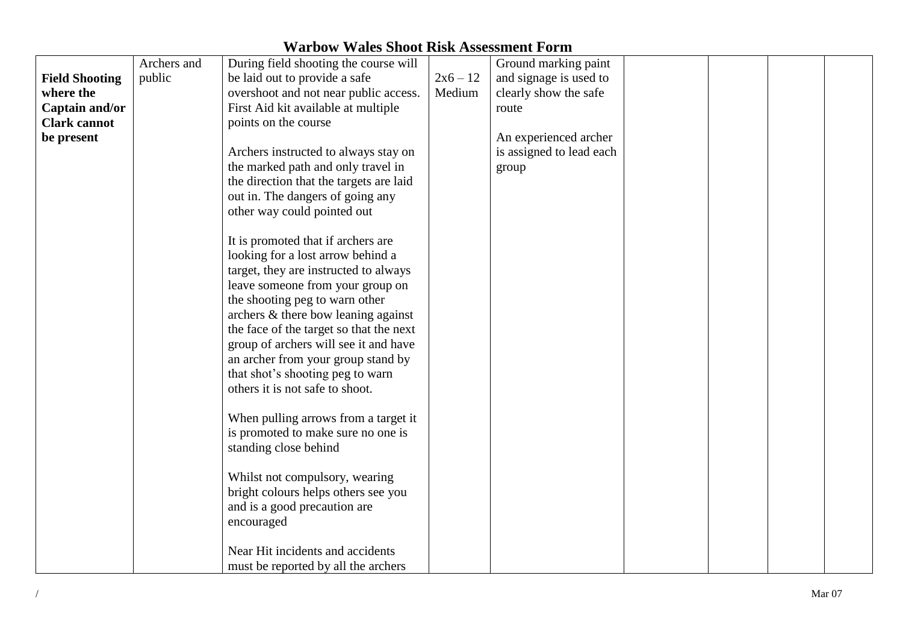# Warbow Wales Shoot Risk Assessment Form

| | | | | | | | | |
|---|---|---|---|---|---|---|---|---|
| **Field Shooting where the Captain and/or Clark cannot be present** | Archers and public | During field shooting the course will be laid out to provide a safe overshoot and not near public access. First Aid kit available at multiple points on the course<br><br>Archers instructed to always stay on the marked path and only travel in the direction that the targets are laid out in. The dangers of going any other way could pointed out<br><br>It is promoted that if archers are looking for a lost arrow behind a target, they are instructed to always leave someone from your group on the shooting peg to warn other archers & there bow leaning against the face of the target so that the next group of archers will see it and have an archer from your group stand by that shot's shooting peg to warn others it is not safe to shoot.<br><br>When pulling arrows from a target it is promoted to make sure no one is standing close behind<br><br>Whilst not compulsory, wearing bright colours helps others see you and is a good precaution are encouraged<br><br>Near Hit incidents and accidents must be reported by all the archers | 2x6 – 12 Medium | Ground marking paint and signage is used to clearly show the safe route<br><br>An experienced archer is assigned to lead each group | | | | |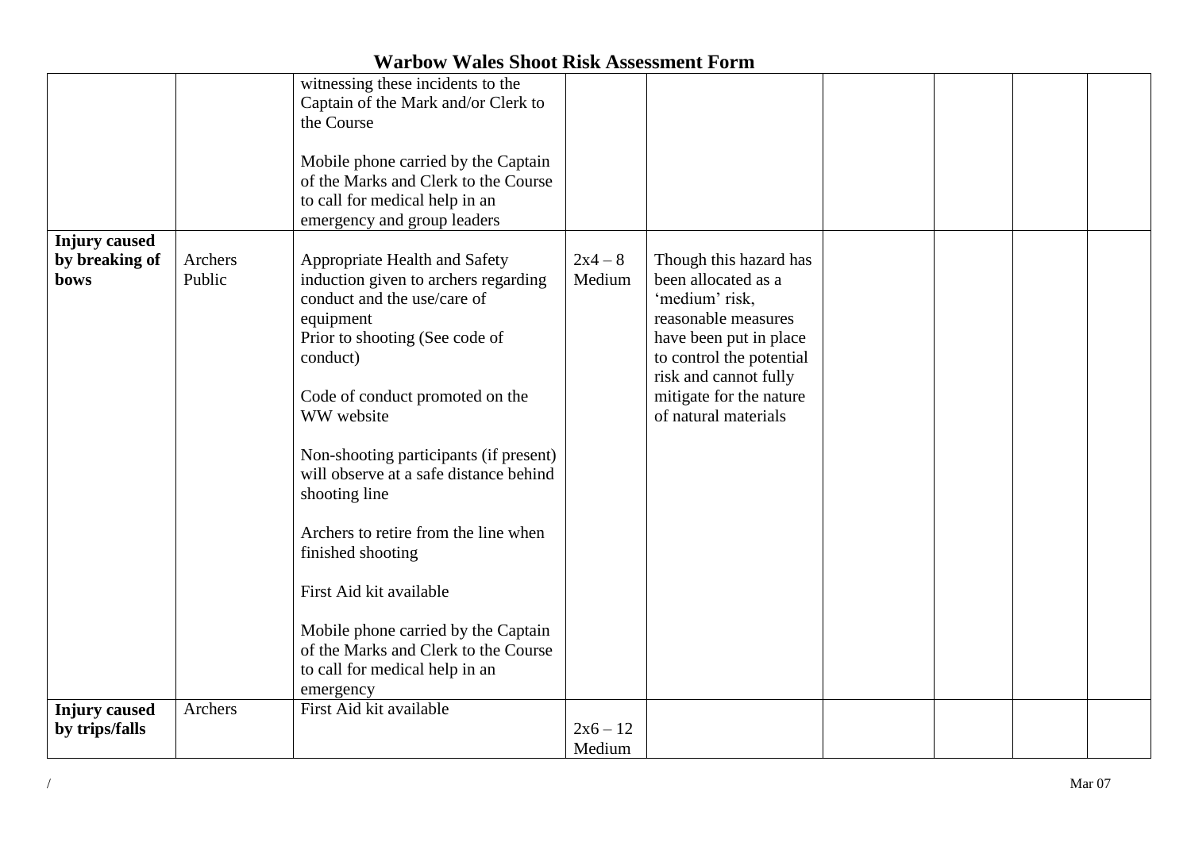# Warbow Wales Shoot Risk Assessment Form

| | | | | | | | | |
|---|---|---|---|---|---|---|---|---|
| | | witnessing these incidents to the Captain of the Mark and/or Clerk to the Course<br><br>Mobile phone carried by the Captain of the Marks and Clerk to the Course to call for medical help in an emergency and group leaders | | | | | | |
| **Injury caused by breaking of bows** | Archers<br>Public | Appropriate Health and Safety induction given to archers regarding conduct and the use/care of equipment<br>Prior to shooting (See code of conduct)<br><br>Code of conduct promoted on the WW website<br><br>Non-shooting participants (if present) will observe at a safe distance behind shooting line<br><br>Archers to retire from the line when finished shooting<br><br>First Aid kit available<br><br>Mobile phone carried by the Captain of the Marks and Clerk to the Course to call for medical help in an emergency | 2x4 – 8<br>Medium | Though this hazard has been allocated as a 'medium' risk, reasonable measures have been put in place to control the potential risk and cannot fully mitigate for the nature of natural materials | | | | |
| **Injury caused by trips/falls** | Archers | First Aid kit available | 2x6 – 12<br>Medium | | | | | |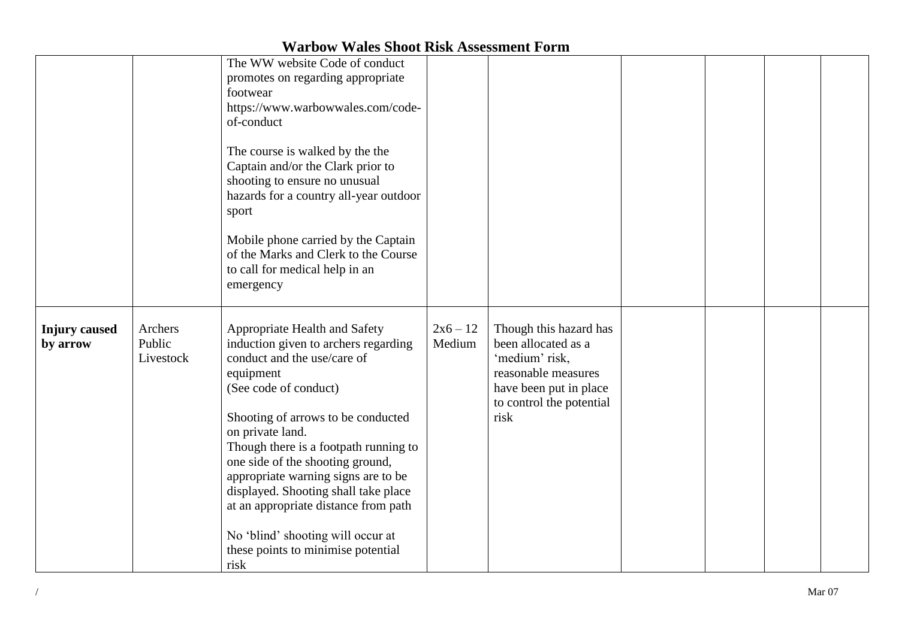# Warbow Wales Shoot Risk Assessment Form

| | | | | | | | | |
|---|---|---|---|---|---|---|---|---|
| | | The WW website Code of conduct promotes on regarding appropriate footwear https://www.warbowwales.com/code-of-conduct<br><br>The course is walked by the the Captain and/or the Clark prior to shooting to ensure no unusual hazards for a country all-year outdoor sport<br><br>Mobile phone carried by the Captain of the Marks and Clerk to the Course to call for medical help in an emergency | | | | | | |
| **Injury caused by arrow** | Archers<br>Public<br>Livestock | Appropriate Health and Safety induction given to archers regarding conduct and the use/care of equipment<br>(See code of conduct)<br><br>Shooting of arrows to be conducted on private land.<br>Though there is a footpath running to one side of the shooting ground, appropriate warning signs are to be displayed. Shooting shall take place at an appropriate distance from path<br><br>No 'blind' shooting will occur at these points to minimise potential risk | 2x6 – 12 Medium | Though this hazard has been allocated as a 'medium' risk, reasonable measures have been put in place to control the potential risk | | | | |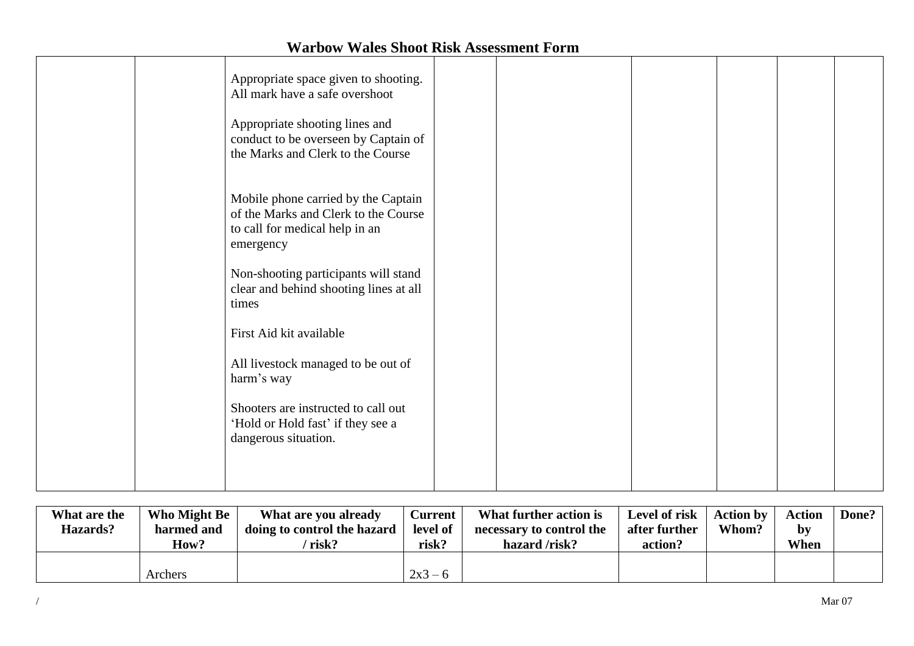# Warbow Wales Shoot Risk Assessment Form

| | | | | | | | | |
|---|---|---|---|---|---|---|---|---|
| | | Appropriate space given to shooting. All mark have a safe overshoot<br><br>Appropriate shooting lines and conduct to be overseen by Captain of the Marks and Clerk to the Course<br><br>Mobile phone carried by the Captain of the Marks and Clerk to the Course to call for medical help in an emergency<br><br>Non-shooting participants will stand clear and behind shooting lines at all times<br><br>First Aid kit available<br><br>All livestock managed to be out of harm's way<br><br>Shooters are instructed to call out 'Hold or Hold fast' if they see a dangerous situation. | | | | | | |

| What are the Hazards? | Who Might Be harmed and How? | What are you already doing to control the hazard / risk? | Current level of risk? | What further action is necessary to control the hazard /risk? | Level of risk after further action? | Action by Whom? | Action by When | Done? |
|---|---|---|---|---|---|---|---|---|
| | Archers | | 2x3 – 6 | | | | | |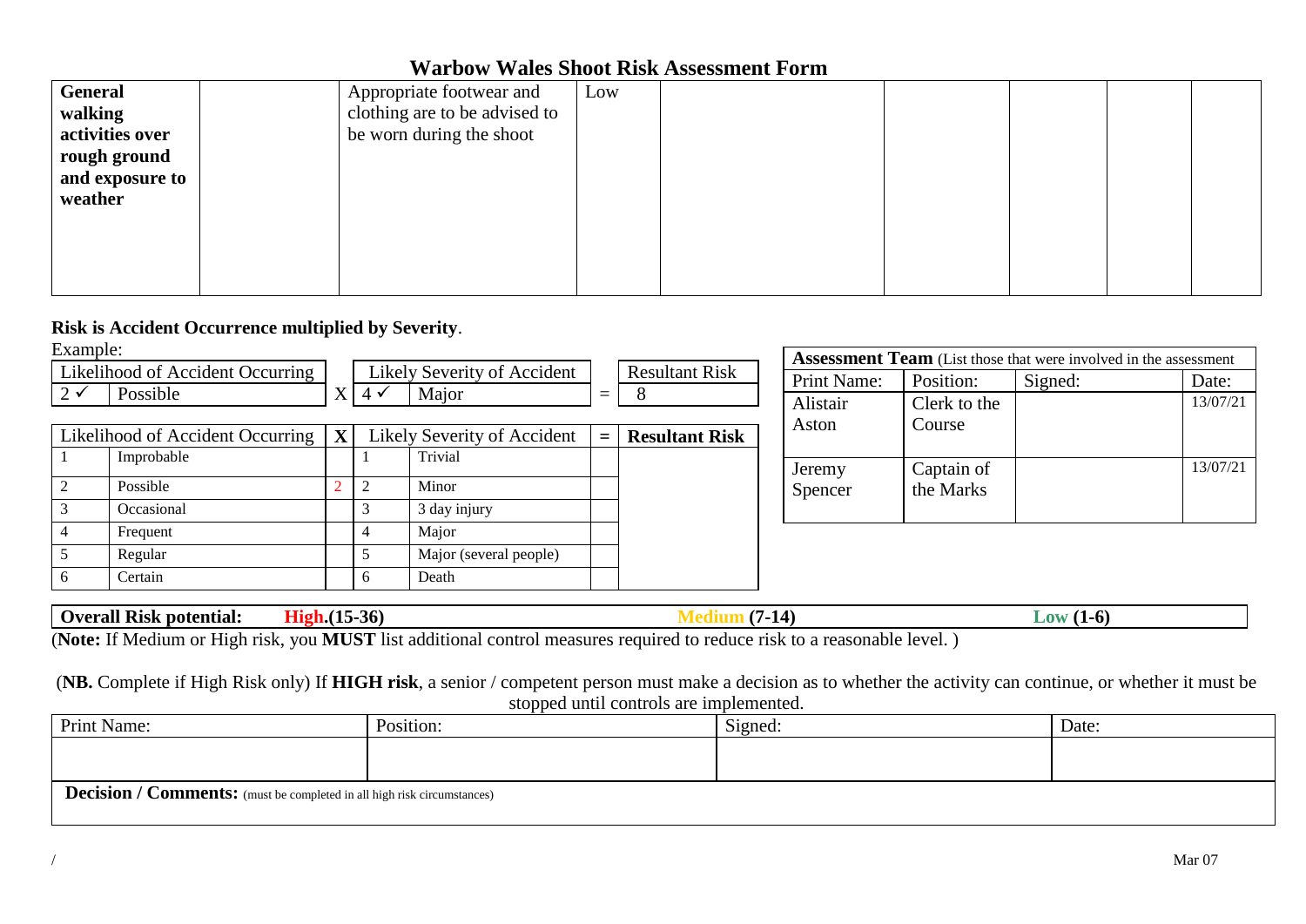# Warbow Wales Shoot Risk Assessment Form

| | | | | | | | | |
|---|---|---|---|---|---|---|---|---|
| **General walking activities over rough ground and exposure to weather** | | Appropriate footwear and clothing are to be advised to be worn during the shoot | Low | | | | | |

**Risk is Accident Occurrence multiplied by Severity**.

Example:

| Likelihood of Accident Occurring | | X | Likely Severity of Accident | | = | Resultant Risk |
|---|---|---|---|---|---|---|
| 2 ✓ | Possible | X | 4 ✓ | Major | = | 8 |

| Likelihood of Accident Occurring | | X | Likely Severity of Accident | | = | **Resultant Risk** |
|---|---|---|---|---|---|---|
| 1 | Improbable | | 1 | Trivial | | |
| 2 | Possible | 2 | 2 | Minor | | |
| 3 | Occasional | | 3 | 3 day injury | | |
| 4 | Frequent | | 4 | Major | | |
| 5 | Regular | | 5 | Major (several people) | | |
| 6 | Certain | | 6 | Death | | |

| **Assessment Team** (List those that were involved in the assessment | | | |
|---|---|---|---|
| Print Name: | Position: | Signed: | Date: |
| Alistair Aston | Clerk to the Course | | 13/07/21 |
| Jeremy Spencer | Captain of the Marks | | 13/07/21 |

**Overall Risk potential:** **High.(15-36)** **Medium (7-14)** **Low (1-6)**

(**Note:** If Medium or High risk, you **MUST** list additional control measures required to reduce risk to a reasonable level. )

(**NB.** Complete if High Risk only) If **HIGH risk**, a senior / competent person must make a decision as to whether the activity can continue, or whether it must be stopped until controls are implemented.

| Print Name: | Position: | Signed: | Date: |
|---|---|---|---|
| | | | |
| **Decision / Comments:** (must be completed in all high risk circumstances) | | | |

/ Mar 07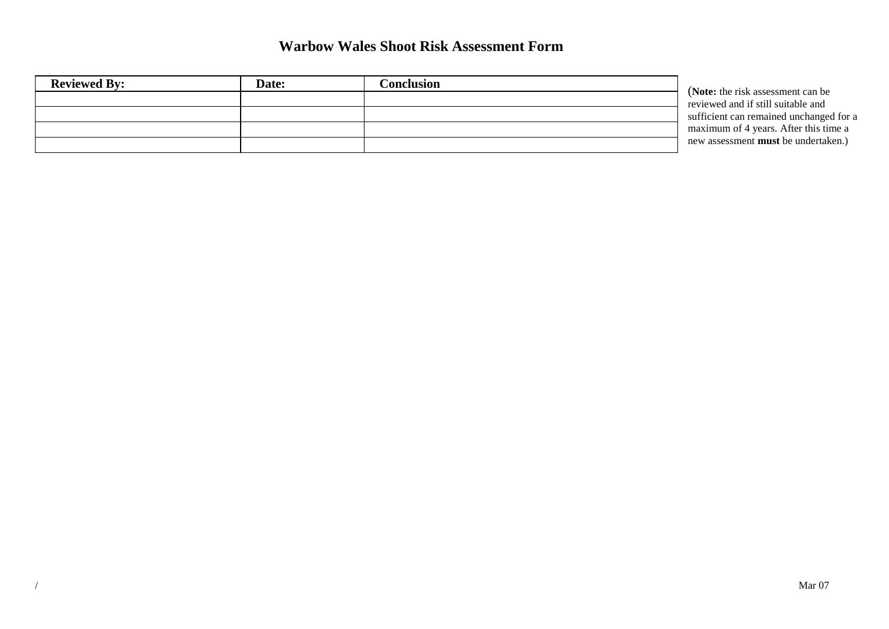# Warbow Wales Shoot Risk Assessment Form

| Reviewed By: | Date: | Conclusion |
|---|---|---|
| | | |
| | | |
| | | |
| | | |

(**Note:** the risk assessment can be reviewed and if still suitable and sufficient can remained unchanged for a maximum of 4 years. After this time a new assessment **must** be undertaken.)